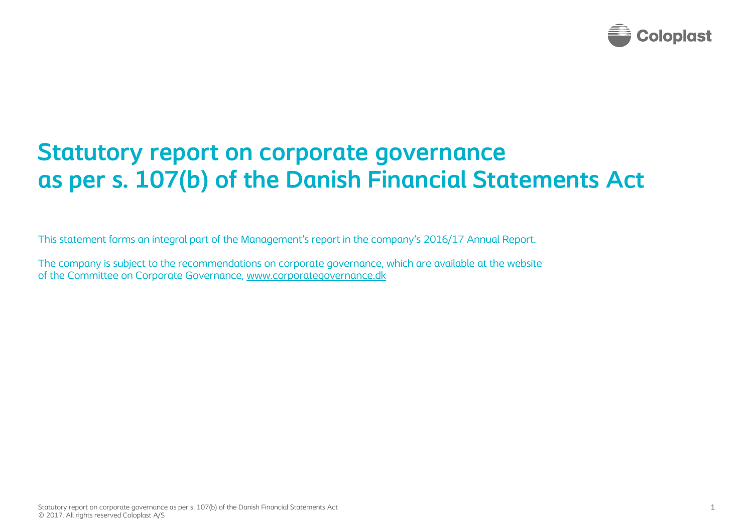# Statutory report on corporate governance as per s. 107(b) of the Danish Financial Statements Act

This statement forms an integral part of the Management's report in the company's 2016/17 Annual Report.

The company is subject to the recommendations on corporate governance, which are available at the website of the Committee on Corporate Governance, www.corporategovernance.dk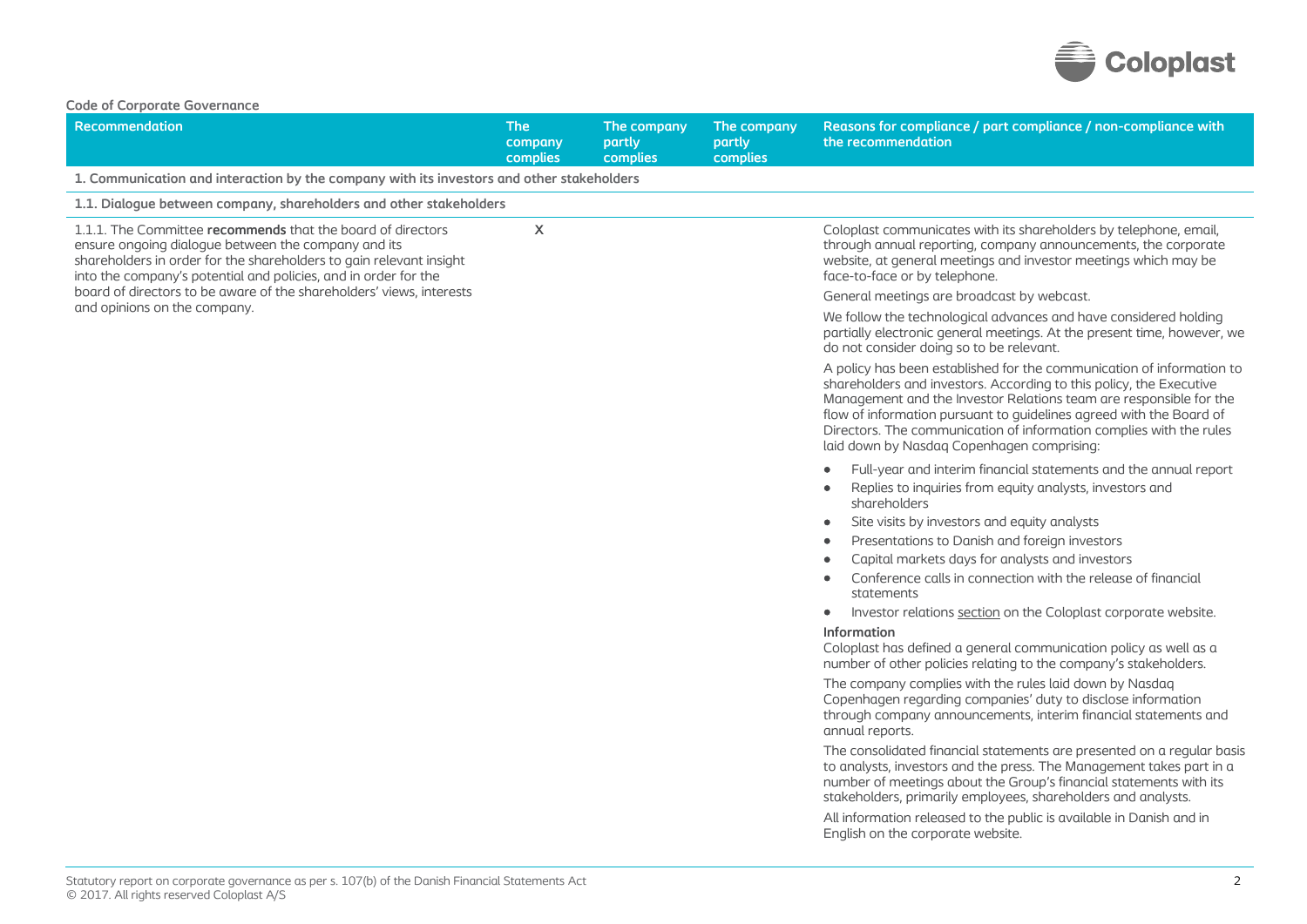**Code of Corporate Governance**

| Recommendation | The company complies | The company partly complies | The company partly complies | Reasons for compliance / part compliance / non-compliance with the recommendation |
|---|---|---|---|---|
| **1. Communication and interaction by the company with its investors and other stakeholders** | | | | |
| **1.1. Dialogue between company, shareholders and other stakeholders** | | | | |
| 1.1.1. The Committee **recommends** that the board of directors ensure ongoing dialogue between the company and its shareholders in order for the shareholders to gain relevant insight into the company's potential and policies, and in order for the board of directors to be aware of the shareholders' views, interests and opinions on the company. | X | | | Coloplast communicates with its shareholders by telephone, email, through annual reporting, company announcements, the corporate website, at general meetings and investor meetings which may be face-to-face or by telephone.<br><br>General meetings are broadcast by webcast.<br><br>We follow the technological advances and have considered holding partially electronic general meetings. At the present time, however, we do not consider doing so to be relevant.<br><br>A policy has been established for the communication of information to shareholders and investors. According to this policy, the Executive Management and the Investor Relations team are responsible for the flow of information pursuant to guidelines agreed with the Board of Directors. The communication of information complies with the rules laid down by Nasdaq Copenhagen comprising:<br><br>• Full-year and interim financial statements and the annual report<br>• Replies to inquiries from equity analysts, investors and shareholders<br>• Site visits by investors and equity analysts<br>• Presentations to Danish and foreign investors<br>• Capital markets days for analysts and investors<br>• Conference calls in connection with the release of financial statements<br>• Investor relations section on the Coloplast corporate website.<br><br>**Information**<br>Coloplast has defined a general communication policy as well as a number of other policies relating to the company's stakeholders.<br><br>The company complies with the rules laid down by Nasdaq Copenhagen regarding companies' duty to disclose information through company announcements, interim financial statements and annual reports.<br><br>The consolidated financial statements are presented on a regular basis to analysts, investors and the press. The Management takes part in a number of meetings about the Group's financial statements with its stakeholders, primarily employees, shareholders and analysts.<br><br>All information released to the public is available in Danish and in English on the corporate website. |

Statutory report on corporate governance as per s. 107(b) of the Danish Financial Statements Act
© 2017. All rights reserved Coloplast A/S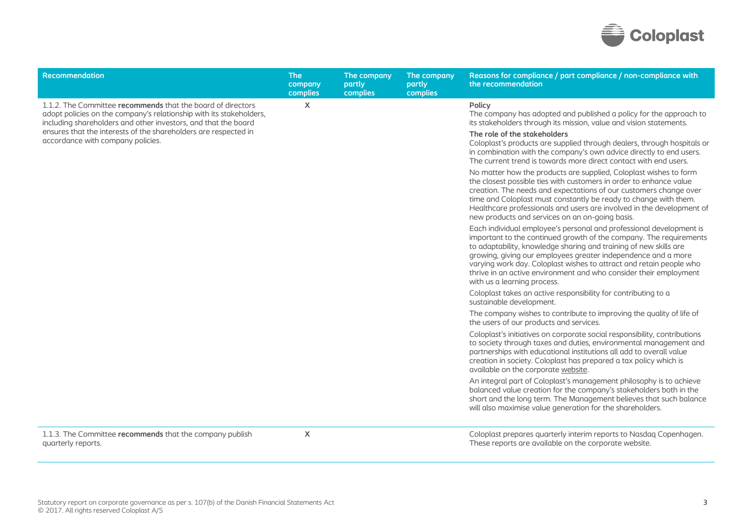| Recommendation | The company complies | The company partly complies | The company partly complies | Reasons for compliance / part compliance / non-compliance with the recommendation |
|---|---|---|---|---|
| 1.1.2. The Committee **recommends** that the board of directors adopt policies on the company's relationship with its stakeholders, including shareholders and other investors, and that the board ensures that the interests of the shareholders are respected in accordance with company policies. | X | | | **Policy**<br>The company has adopted and published a policy for the approach to its stakeholders through its mission, value and vision statements.<br>**The role of the stakeholders**<br>Coloplast's products are supplied through dealers, through hospitals or in combination with the company's own advice directly to end users. The current trend is towards more direct contact with end users.<br>No matter how the products are supplied, Coloplast wishes to form the closest possible ties with customers in order to enhance value creation. The needs and expectations of our customers change over time and Coloplast must constantly be ready to change with them. Healthcare professionals and users are involved in the development of new products and services on an on-going basis.<br>Each individual employee's personal and professional development is important to the continued growth of the company. The requirements to adaptability, knowledge sharing and training of new skills are growing, giving our employees greater independence and a more varying work day. Coloplast wishes to attract and retain people who thrive in an active environment and who consider their employment with us a learning process.<br>Coloplast takes an active responsibility for contributing to a sustainable development.<br>The company wishes to contribute to improving the quality of life of the users of our products and services.<br>Coloplast's initiatives on corporate social responsibility, contributions to society through taxes and duties, environmental management and partnerships with educational institutions all add to overall value creation in society. Coloplast has prepared a tax policy which is available on the corporate website.<br>An integral part of Coloplast's management philosophy is to achieve balanced value creation for the company's stakeholders both in the short and the long term. The Management believes that such balance will also maximise value generation for the shareholders. |
| 1.1.3. The Committee **recommends** that the company publish quarterly reports. | X | | | Coloplast prepares quarterly interim reports to Nasdaq Copenhagen. These reports are available on the corporate website. |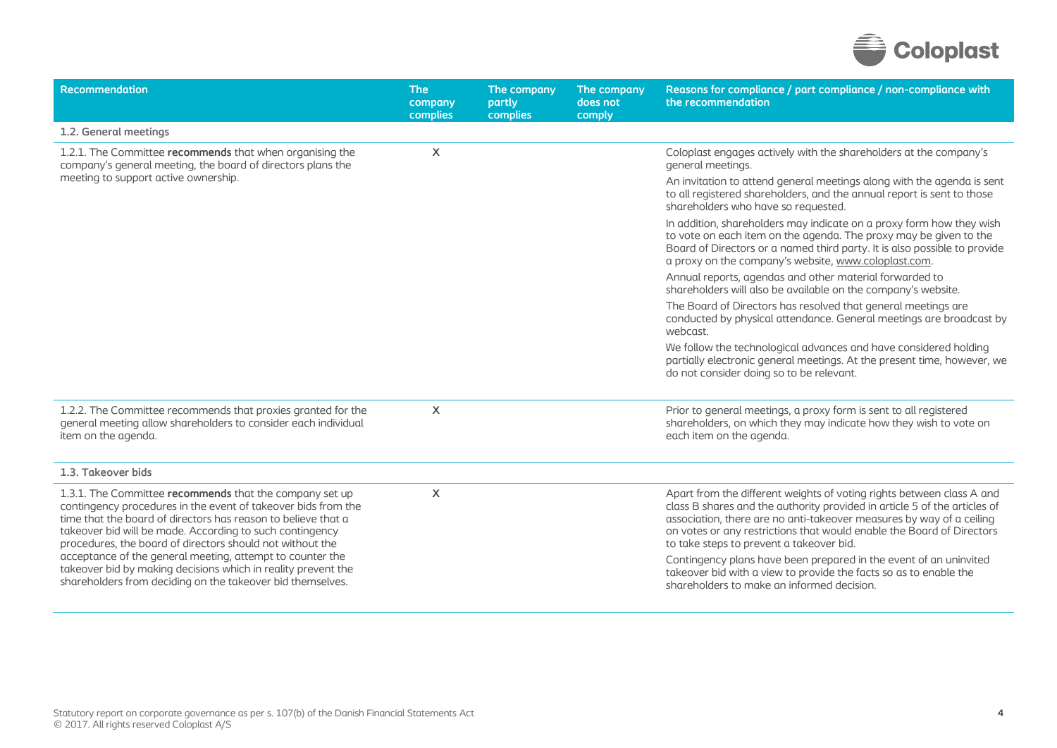| Recommendation | The company complies | The company partly complies | The company does not comply | Reasons for compliance / part compliance / non-compliance with the recommendation |
|---|---|---|---|---|
| **1.2. General meetings** | | | | |
| 1.2.1. The Committee **recommends** that when organising the company's general meeting, the board of directors plans the meeting to support active ownership. | X | | | Coloplast engages actively with the shareholders at the company's general meetings.<br><br>An invitation to attend general meetings along with the agenda is sent to all registered shareholders, and the annual report is sent to those shareholders who have so requested.<br><br>In addition, shareholders may indicate on a proxy form how they wish to vote on each item on the agenda. The proxy may be given to the Board of Directors or a named third party. It is also possible to provide a proxy on the company's website, www.coloplast.com.<br><br>Annual reports, agendas and other material forwarded to shareholders will also be available on the company's website.<br><br>The Board of Directors has resolved that general meetings are conducted by physical attendance. General meetings are broadcast by webcast.<br><br>We follow the technological advances and have considered holding partially electronic general meetings. At the present time, however, we do not consider doing so to be relevant. |
| 1.2.2. The Committee recommends that proxies granted for the general meeting allow shareholders to consider each individual item on the agenda. | X | | | Prior to general meetings, a proxy form is sent to all registered shareholders, on which they may indicate how they wish to vote on each item on the agenda. |
| **1.3. Takeover bids** | | | | |
| 1.3.1. The Committee **recommends** that the company set up contingency procedures in the event of takeover bids from the time that the board of directors has reason to believe that a takeover bid will be made. According to such contingency procedures, the board of directors should not without the acceptance of the general meeting, attempt to counter the takeover bid by making decisions which in reality prevent the shareholders from deciding on the takeover bid themselves. | X | | | Apart from the different weights of voting rights between class A and class B shares and the authority provided in article 5 of the articles of association, there are no anti-takeover measures by way of a ceiling on votes or any restrictions that would enable the Board of Directors to take steps to prevent a takeover bid.<br><br>Contingency plans have been prepared in the event of an uninvited takeover bid with a view to provide the facts so as to enable the shareholders to make an informed decision. |

Statutory report on corporate governance as per s. 107(b) of the Danish Financial Statements Act
© 2017. All rights reserved Coloplast A/S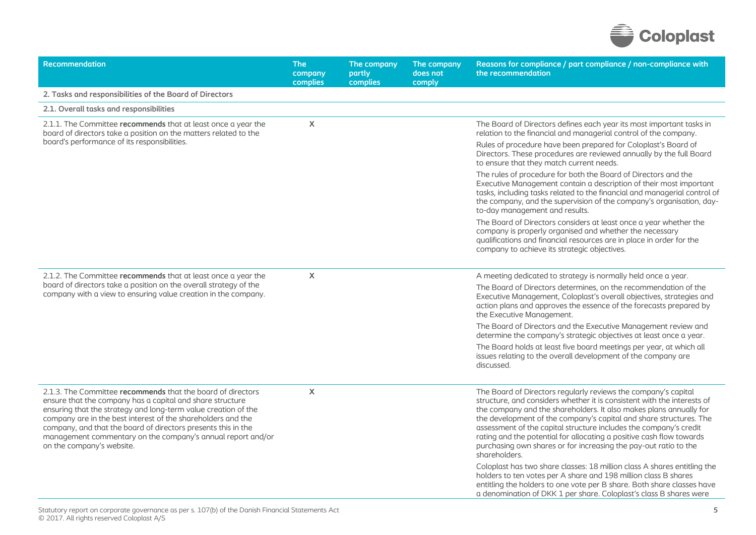| Recommendation | The company complies | The company partly complies | The company does not comply | Reasons for compliance / part compliance / non-compliance with the recommendation |
|---|---|---|---|---|
| **2. Tasks and responsibilities of the Board of Directors** | | | | |
| **2.1. Overall tasks and responsibilities** | | | | |
| 2.1.1. The Committee **recommends** that at least once a year the board of directors take a position on the matters related to the board's performance of its responsibilities. | X | | | The Board of Directors defines each year its most important tasks in relation to the financial and managerial control of the company.<br><br>Rules of procedure have been prepared for Coloplast's Board of Directors. These procedures are reviewed annually by the full Board to ensure that they match current needs.<br><br>The rules of procedure for both the Board of Directors and the Executive Management contain a description of their most important tasks, including tasks related to the financial and managerial control of the company, and the supervision of the company's organisation, day-to-day management and results.<br><br>The Board of Directors considers at least once a year whether the company is properly organised and whether the necessary qualifications and financial resources are in place in order for the company to achieve its strategic objectives. |
| 2.1.2. The Committee **recommends** that at least once a year the board of directors take a position on the overall strategy of the company with a view to ensuring value creation in the company. | X | | | A meeting dedicated to strategy is normally held once a year.<br><br>The Board of Directors determines, on the recommendation of the Executive Management, Coloplast's overall objectives, strategies and action plans and approves the essence of the forecasts prepared by the Executive Management.<br><br>The Board of Directors and the Executive Management review and determine the company's strategic objectives at least once a year.<br><br>The Board holds at least five board meetings per year, at which all issues relating to the overall development of the company are discussed. |
| 2.1.3. The Committee **recommends** that the board of directors ensure that the company has a capital and share structure ensuring that the strategy and long-term value creation of the company are in the best interest of the shareholders and the company, and that the board of directors presents this in the management commentary on the company's annual report and/or on the company's website. | X | | | The Board of Directors regularly reviews the company's capital structure, and considers whether it is consistent with the interests of the company and the shareholders. It also makes plans annually for the development of the company's capital and share structures. The assessment of the capital structure includes the company's credit rating and the potential for allocating a positive cash flow towards purchasing own shares or for increasing the pay-out ratio to the shareholders.<br><br>Coloplast has two share classes: 18 million class A shares entitling the holders to ten votes per A share and 198 million class B shares entitling the holders to one vote per B share. Both share classes have a denomination of DKK 1 per share. Coloplast's class B shares were |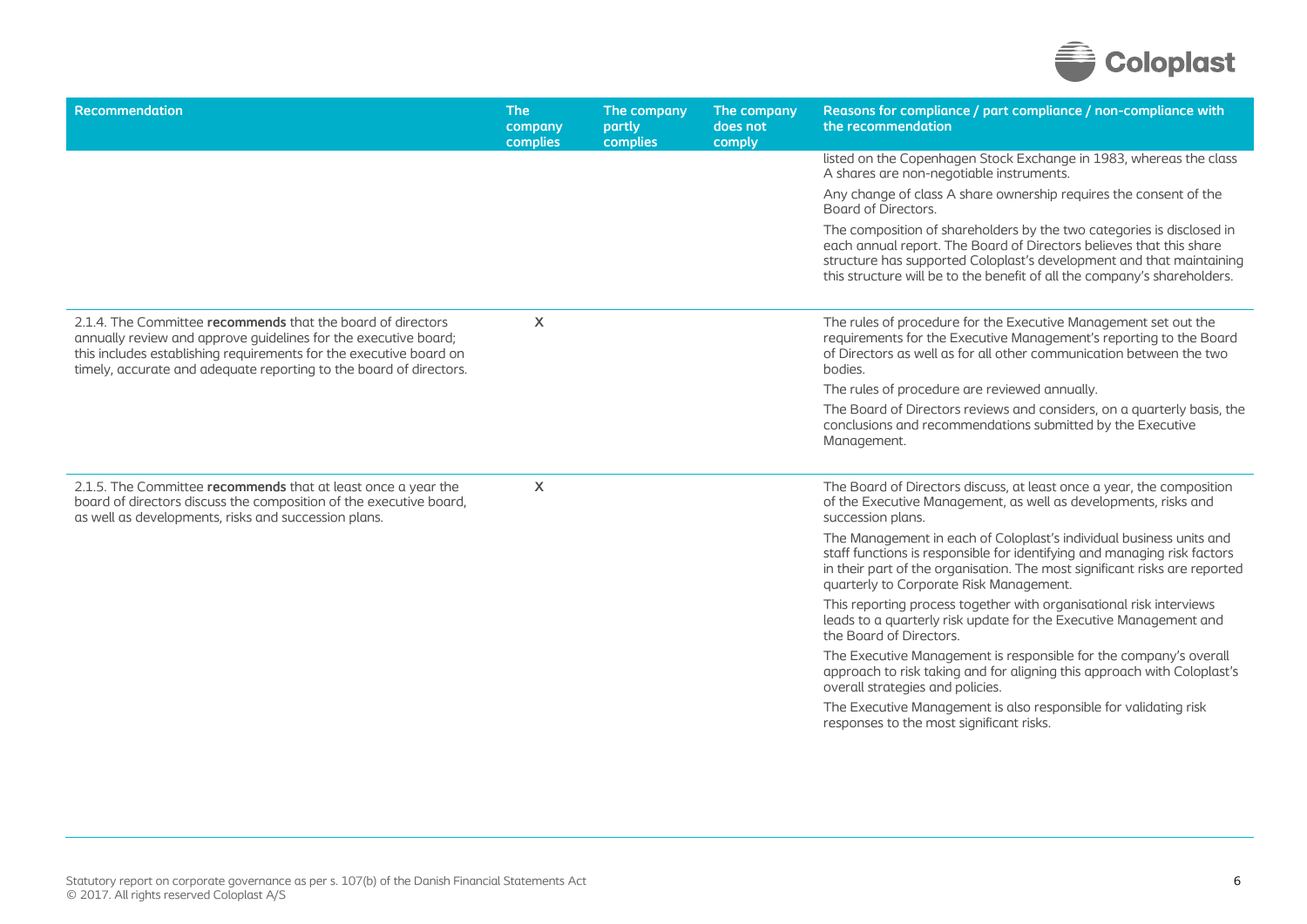| Recommendation | The company complies | The company partly complies | The company does not comply | Reasons for compliance / part compliance / non-compliance with the recommendation |
|---|---|---|---|---|
| | | | | listed on the Copenhagen Stock Exchange in 1983, whereas the class A shares are non-negotiable instruments.<br><br>Any change of class A share ownership requires the consent of the Board of Directors.<br><br>The composition of shareholders by the two categories is disclosed in each annual report. The Board of Directors believes that this share structure has supported Coloplast's development and that maintaining this structure will be to the benefit of all the company's shareholders. |
| 2.1.4. The Committee **recommends** that the board of directors annually review and approve guidelines for the executive board; this includes establishing requirements for the executive board on timely, accurate and adequate reporting to the board of directors. | X | | | The rules of procedure for the Executive Management set out the requirements for the Executive Management's reporting to the Board of Directors as well as for all other communication between the two bodies.<br><br>The rules of procedure are reviewed annually.<br><br>The Board of Directors reviews and considers, on a quarterly basis, the conclusions and recommendations submitted by the Executive Management. |
| 2.1.5. The Committee **recommends** that at least once a year the board of directors discuss the composition of the executive board, as well as developments, risks and succession plans. | X | | | The Board of Directors discuss, at least once a year, the composition of the Executive Management, as well as developments, risks and succession plans.<br><br>The Management in each of Coloplast's individual business units and staff functions is responsible for identifying and managing risk factors in their part of the organisation. The most significant risks are reported quarterly to Corporate Risk Management.<br><br>This reporting process together with organisational risk interviews leads to a quarterly risk update for the Executive Management and the Board of Directors.<br><br>The Executive Management is responsible for the company's overall approach to risk taking and for aligning this approach with Coloplast's overall strategies and policies.<br><br>The Executive Management is also responsible for validating risk responses to the most significant risks. |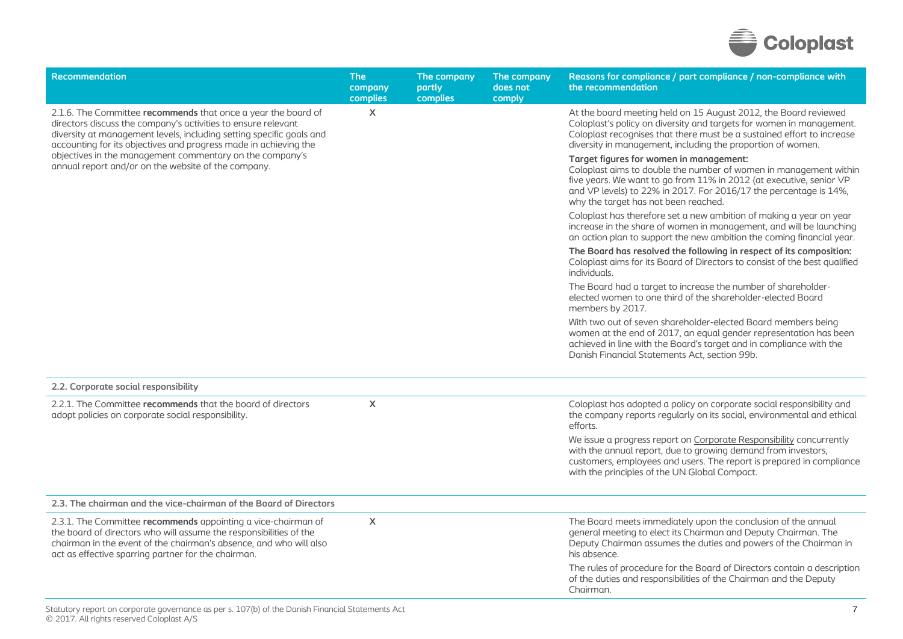| Recommendation | The company complies | The company partly complies | The company does not comply | Reasons for compliance / part compliance / non-compliance with the recommendation |
|---|---|---|---|---|
| 2.1.6. The Committee **recommends** that once a year the board of directors discuss the company's activities to ensure relevant diversity at management levels, including setting specific goals and accounting for its objectives and progress made in achieving the objectives in the management commentary on the company's annual report and/or on the website of the company. | X | | | At the board meeting held on 15 August 2012, the Board reviewed Coloplast's policy on diversity and targets for women in management. Coloplast recognises that there must be a sustained effort to increase diversity in management, including the proportion of women.<br><br>**Target figures for women in management:**<br>Coloplast aims to double the number of women in management within five years. We want to go from 11% in 2012 (at executive, senior VP and VP levels) to 22% in 2017. For 2016/17 the percentage is 14%, why the target has not been reached.<br><br>Coloplast has therefore set a new ambition of making a year on year increase in the share of women in management, and will be launching an action plan to support the new ambition the coming financial year.<br><br>**The Board has resolved the following in respect of its composition:**<br>Coloplast aims for its Board of Directors to consist of the best qualified individuals.<br><br>The Board had a target to increase the number of shareholder-elected women to one third of the shareholder-elected Board members by 2017.<br><br>With two out of seven shareholder-elected Board members being women at the end of 2017, an equal gender representation has been achieved in line with the Board's target and in compliance with the Danish Financial Statements Act, section 99b. |
| **2.2. Corporate social responsibility** | | | | |
| 2.2.1. The Committee **recommends** that the board of directors adopt policies on corporate social responsibility. | X | | | Coloplast has adopted a policy on corporate social responsibility and the company reports regularly on its social, environmental and ethical efforts.<br><br>We issue a progress report on Corporate Responsibility concurrently with the annual report, due to growing demand from investors, customers, employees and users. The report is prepared in compliance with the principles of the UN Global Compact. |
| **2.3. The chairman and the vice-chairman of the Board of Directors** | | | | |
| 2.3.1. The Committee **recommends** appointing a vice-chairman of the board of directors who will assume the responsibilities of the chairman in the event of the chairman's absence, and who will also act as effective sparring partner for the chairman. | X | | | The Board meets immediately upon the conclusion of the annual general meeting to elect its Chairman and Deputy Chairman. The Deputy Chairman assumes the duties and powers of the Chairman in his absence.<br><br>The rules of procedure for the Board of Directors contain a description of the duties and responsibilities of the Chairman and the Deputy Chairman. |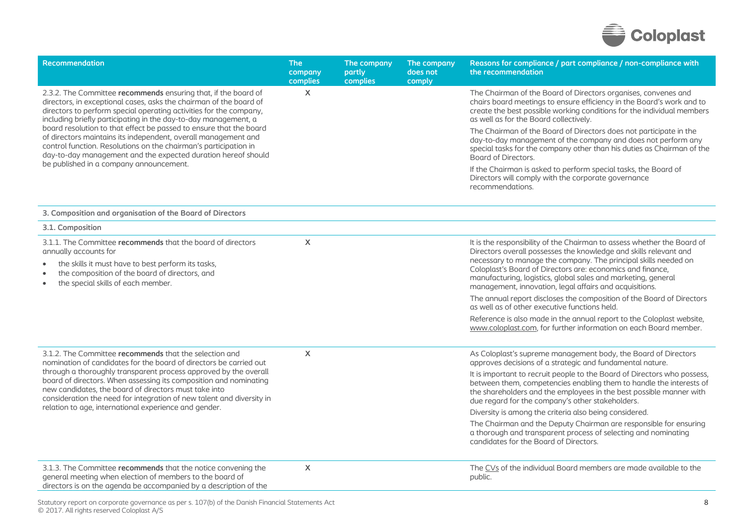| Recommendation | The company complies | The company partly complies | The company does not comply | Reasons for compliance / part compliance / non-compliance with the recommendation |
|---|---|---|---|---|
| 2.3.2. The Committee **recommends** ensuring that, if the board of directors, in exceptional cases, asks the chairman of the board of directors to perform special operating activities for the company, including briefly participating in the day-to-day management, a board resolution to that effect be passed to ensure that the board of directors maintains its independent, overall management and control function. Resolutions on the chairman's participation in day-to-day management and the expected duration hereof should be published in a company announcement. | X | | | The Chairman of the Board of Directors organises, convenes and chairs board meetings to ensure efficiency in the Board's work and to create the best possible working conditions for the individual members as well as for the Board collectively.<br><br>The Chairman of the Board of Directors does not participate in the day-to-day management of the company and does not perform any special tasks for the company other than his duties as Chairman of the Board of Directors.<br><br>If the Chairman is asked to perform special tasks, the Board of Directors will comply with the corporate governance recommendations. |
| **3. Composition and organisation of the Board of Directors** | | | | |
| **3.1. Composition** | | | | |
| 3.1.1. The Committee **recommends** that the board of directors annually accounts for<br>• the skills it must have to best perform its tasks,<br>• the composition of the board of directors, and<br>• the special skills of each member. | X | | | It is the responsibility of the Chairman to assess whether the Board of Directors overall possesses the knowledge and skills relevant and necessary to manage the company. The principal skills needed on Coloplast's Board of Directors are: economics and finance, manufacturing, logistics, global sales and marketing, general management, innovation, legal affairs and acquisitions.<br><br>The annual report discloses the composition of the Board of Directors as well as of other executive functions held.<br><br>Reference is also made in the annual report to the Coloplast website, www.coloplast.com, for further information on each Board member. |
| 3.1.2. The Committee **recommends** that the selection and nomination of candidates for the board of directors be carried out through a thoroughly transparent process approved by the overall board of directors. When assessing its composition and nominating new candidates, the board of directors must take into consideration the need for integration of new talent and diversity in relation to age, international experience and gender. | X | | | As Coloplast's supreme management body, the Board of Directors approves decisions of a strategic and fundamental nature.<br><br>It is important to recruit people to the Board of Directors who possess, between them, competencies enabling them to handle the interests of the shareholders and the employees in the best possible manner with due regard for the company's other stakeholders.<br><br>Diversity is among the criteria also being considered.<br><br>The Chairman and the Deputy Chairman are responsible for ensuring a thorough and transparent process of selecting and nominating candidates for the Board of Directors. |
| 3.1.3. The Committee **recommends** that the notice convening the general meeting when election of members to the board of directors is on the agenda be accompanied by a description of the | X | | | The CVs of the individual Board members are made available to the public. |

Statutory report on corporate governance as per s. 107(b) of the Danish Financial Statements Act
© 2017. All rights reserved Coloplast A/S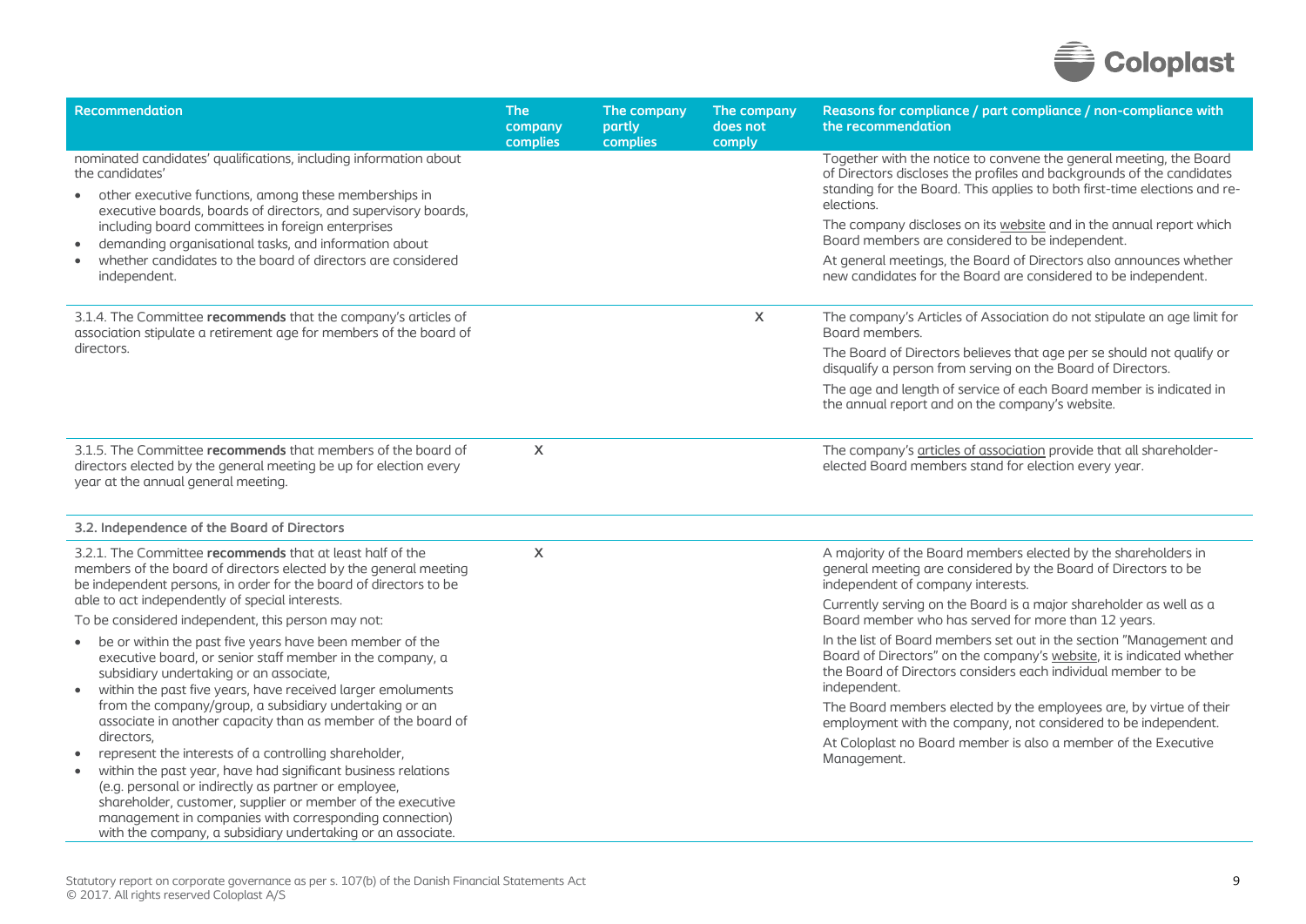| Recommendation | The company complies | The company partly complies | The company does not comply | Reasons for compliance / part compliance / non-compliance with the recommendation |
|---|---|---|---|---|
| nominated candidates' qualifications, including information about the candidates'<br>• other executive functions, among these memberships in executive boards, boards of directors, and supervisory boards, including board committees in foreign enterprises<br>• demanding organisational tasks, and information about<br>• whether candidates to the board of directors are considered independent. | | | | Together with the notice to convene the general meeting, the Board of Directors discloses the profiles and backgrounds of the candidates standing for the Board. This applies to both first-time elections and re-elections.<br>The company discloses on its website and in the annual report which Board members are considered to be independent.<br>At general meetings, the Board of Directors also announces whether new candidates for the Board are considered to be independent. |
| 3.1.4. The Committee **recommends** that the company's articles of association stipulate a retirement age for members of the board of directors. | | | X | The company's Articles of Association do not stipulate an age limit for Board members.<br>The Board of Directors believes that age per se should not qualify or disqualify a person from serving on the Board of Directors.<br>The age and length of service of each Board member is indicated in the annual report and on the company's website. |
| 3.1.5. The Committee **recommends** that members of the board of directors elected by the general meeting be up for election every year at the annual general meeting. | X | | | The company's articles of association provide that all shareholder-elected Board members stand for election every year. |
| **3.2. Independence of the Board of Directors** | | | | |
| 3.2.1. The Committee **recommends** that at least half of the members of the board of directors elected by the general meeting be independent persons, in order for the board of directors to be able to act independently of special interests.<br>To be considered independent, this person may not:<br>• be or within the past five years have been member of the executive board, or senior staff member in the company, a subsidiary undertaking or an associate,<br>• within the past five years, have received larger emoluments from the company/group, a subsidiary undertaking or an associate in another capacity than as member of the board of directors,<br>• represent the interests of a controlling shareholder,<br>• within the past year, have had significant business relations (e.g. personal or indirectly as partner or employee, shareholder, customer, supplier or member of the executive management in companies with corresponding connection) with the company, a subsidiary undertaking or an associate. | X | | | A majority of the Board members elected by the shareholders in general meeting are considered by the Board of Directors to be independent of company interests.<br>Currently serving on the Board is a major shareholder as well as a Board member who has served for more than 12 years.<br>In the list of Board members set out in the section "Management and Board of Directors" on the company's website, it is indicated whether the Board of Directors considers each individual member to be independent.<br>The Board members elected by the employees are, by virtue of their employment with the company, not considered to be independent.<br>At Coloplast no Board member is also a member of the Executive Management. |

Statutory report on corporate governance as per s. 107(b) of the Danish Financial Statements Act
© 2017. All rights reserved Coloplast A/S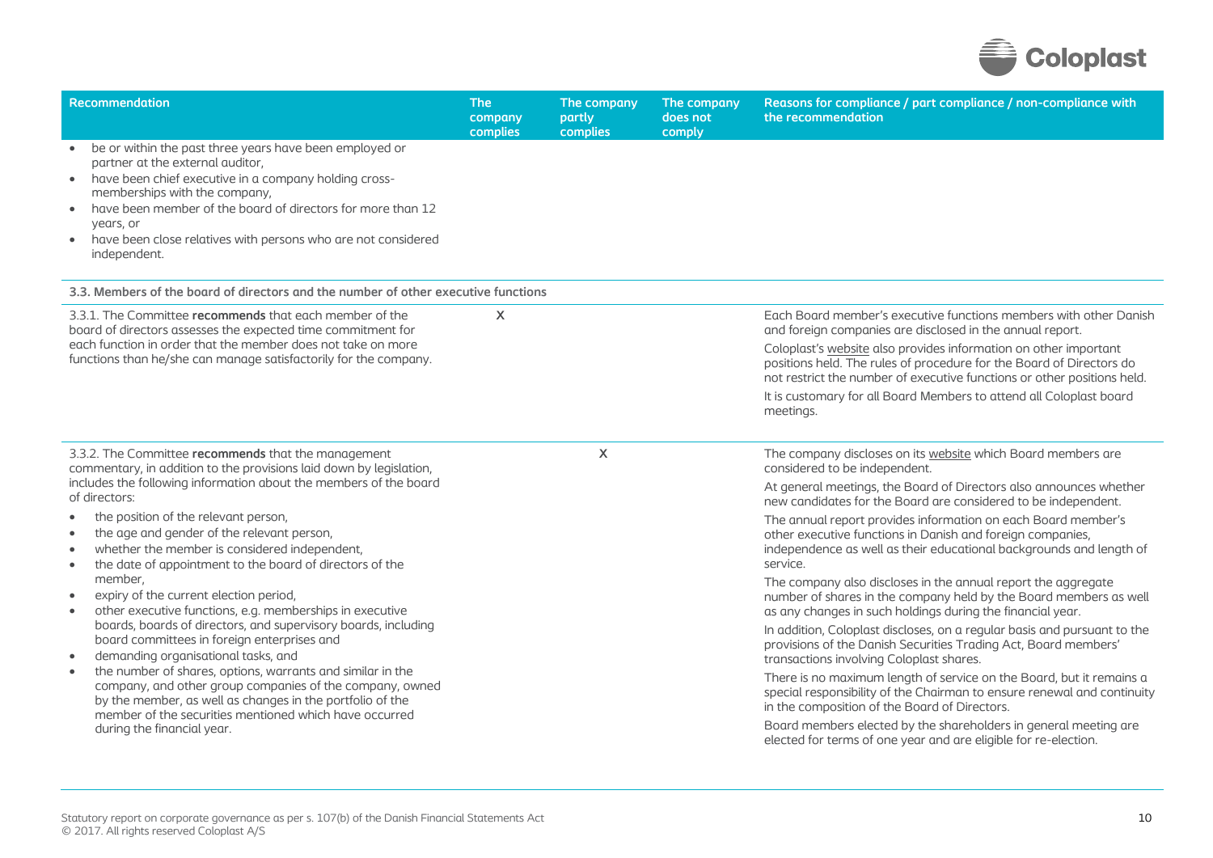| Recommendation | The company complies | The company partly complies | The company does not comply | Reasons for compliance / part compliance / non-compliance with the recommendation |
|---|---|---|---|---|
| • be or within the past three years have been employed or partner at the external auditor,<br>• have been chief executive in a company holding cross-memberships with the company,<br>• have been member of the board of directors for more than 12 years, or<br>• have been close relatives with persons who are not considered independent. | | | | |
| **3.3. Members of the board of directors and the number of other executive functions** | | | | |
| 3.3.1. The Committee **recommends** that each member of the board of directors assesses the expected time commitment for each function in order that the member does not take on more functions than he/she can manage satisfactorily for the company. | X | | | Each Board member's executive functions members with other Danish and foreign companies are disclosed in the annual report.<br>Coloplast's website also provides information on other important positions held. The rules of procedure for the Board of Directors do not restrict the number of executive functions or other positions held.<br>It is customary for all Board Members to attend all Coloplast board meetings. |
| 3.3.2. The Committee **recommends** that the management commentary, in addition to the provisions laid down by legislation, includes the following information about the members of the board of directors:<br>• the position of the relevant person,<br>• the age and gender of the relevant person,<br>• whether the member is considered independent,<br>• the date of appointment to the board of directors of the member,<br>• expiry of the current election period,<br>• other executive functions, e.g. memberships in executive boards, boards of directors, and supervisory boards, including board committees in foreign enterprises and<br>• demanding organisational tasks, and<br>• the number of shares, options, warrants and similar in the company, and other group companies of the company, owned by the member, as well as changes in the portfolio of the member of the securities mentioned which have occurred during the financial year. | | X | | The company discloses on its website which Board members are considered to be independent.<br>At general meetings, the Board of Directors also announces whether new candidates for the Board are considered to be independent.<br>The annual report provides information on each Board member's other executive functions in Danish and foreign companies, independence as well as their educational backgrounds and length of service.<br>The company also discloses in the annual report the aggregate number of shares in the company held by the Board members as well as any changes in such holdings during the financial year.<br>In addition, Coloplast discloses, on a regular basis and pursuant to the provisions of the Danish Securities Trading Act, Board members' transactions involving Coloplast shares.<br>There is no maximum length of service on the Board, but it remains a special responsibility of the Chairman to ensure renewal and continuity in the composition of the Board of Directors.<br>Board members elected by the shareholders in general meeting are elected for terms of one year and are eligible for re-election. |

Statutory report on corporate governance as per s. 107(b) of the Danish Financial Statements Act
© 2017. All rights reserved Coloplast A/S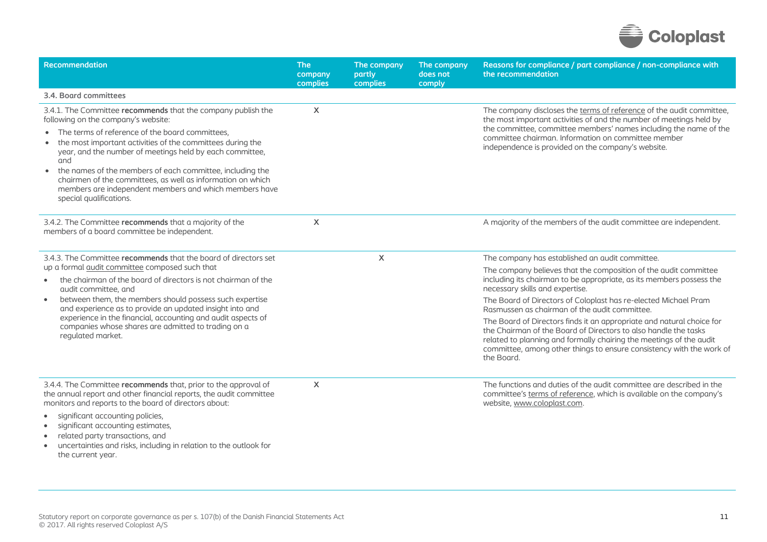| Recommendation | The company complies | The company partly complies | The company does not comply | Reasons for compliance / part compliance / non-compliance with the recommendation |
|---|---|---|---|---|
| **3.4. Board committees** | | | | |
| 3.4.1. The Committee **recommends** that the company publish the following on the company's website:<br>• The terms of reference of the board committees,<br>• the most important activities of the committees during the year, and the number of meetings held by each committee, and<br>• the names of the members of each committee, including the chairmen of the committees, as well as information on which members are independent members and which members have special qualifications. | X | | | The company discloses the terms of reference of the audit committee, the most important activities of and the number of meetings held by the committee, committee members' names including the name of the committee chairman. Information on committee member independence is provided on the company's website. |
| 3.4.2. The Committee **recommends** that a majority of the members of a board committee be independent. | X | | | A majority of the members of the audit committee are independent. |
| 3.4.3. The Committee **recommends** that the board of directors set up a formal audit committee composed such that<br>• the chairman of the board of directors is not chairman of the audit committee, and<br>• between them, the members should possess such expertise and experience as to provide an updated insight into and experience in the financial, accounting and audit aspects of companies whose shares are admitted to trading on a regulated market. | | X | | The company has established an audit committee.<br>The company believes that the composition of the audit committee including its chairman to be appropriate, as its members possess the necessary skills and expertise.<br>The Board of Directors of Coloplast has re-elected Michael Pram Rasmussen as chairman of the audit committee.<br>The Board of Directors finds it an appropriate and natural choice for the Chairman of the Board of Directors to also handle the tasks related to planning and formally chairing the meetings of the audit committee, among other things to ensure consistency with the work of the Board. |
| 3.4.4. The Committee **recommends** that, prior to the approval of the annual report and other financial reports, the audit committee monitors and reports to the board of directors about:<br>• significant accounting policies,<br>• significant accounting estimates,<br>• related party transactions, and<br>• uncertainties and risks, including in relation to the outlook for the current year. | X | | | The functions and duties of the audit committee are described in the committee's terms of reference, which is available on the company's website, www.coloplast.com. |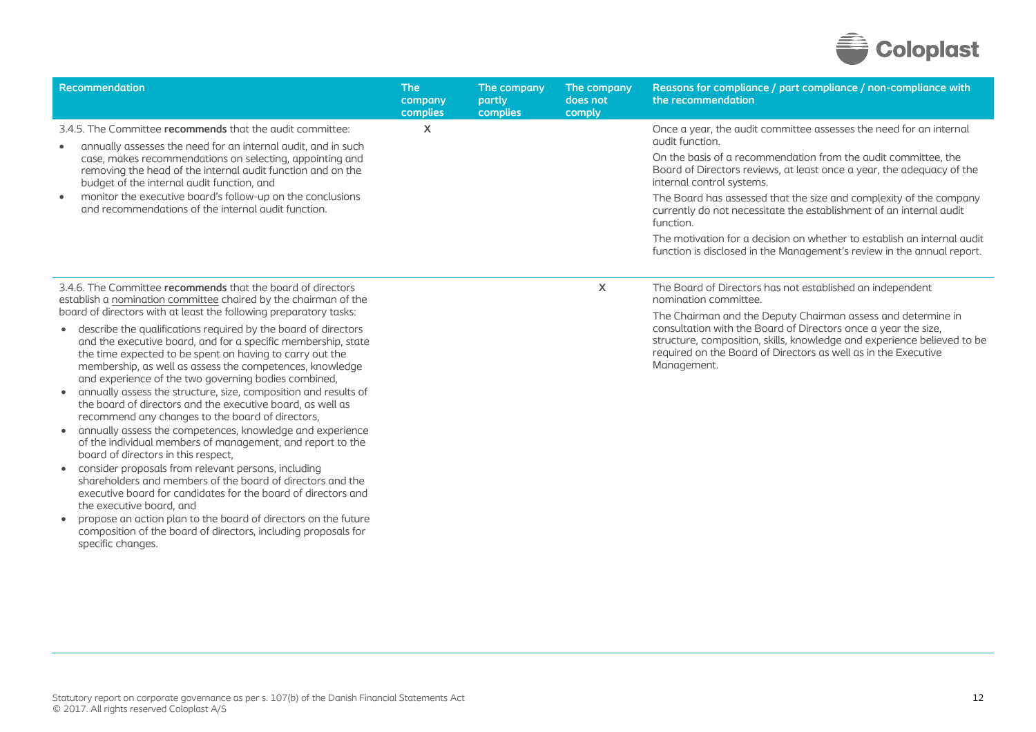| Recommendation | The company complies | The company partly complies | The company does not comply | Reasons for compliance / part compliance / non-compliance with the recommendation |
|---|---|---|---|---|
| 3.4.5. The Committee **recommends** that the audit committee:<br>• annually assesses the need for an internal audit, and in such case, makes recommendations on selecting, appointing and removing the head of the internal audit function and on the budget of the internal audit function, and<br>• monitor the executive board's follow-up on the conclusions and recommendations of the internal audit function. | X | | | Once a year, the audit committee assesses the need for an internal audit function.<br>On the basis of a recommendation from the audit committee, the Board of Directors reviews, at least once a year, the adequacy of the internal control systems.<br>The Board has assessed that the size and complexity of the company currently do not necessitate the establishment of an internal audit function.<br>The motivation for a decision on whether to establish an internal audit function is disclosed in the Management's review in the annual report. |
| 3.4.6. The Committee **recommends** that the board of directors establish a nomination committee chaired by the chairman of the board of directors with at least the following preparatory tasks:<br>• describe the qualifications required by the board of directors and the executive board, and for a specific membership, state the time expected to be spent on having to carry out the membership, as well as assess the competences, knowledge and experience of the two governing bodies combined,<br>• annually assess the structure, size, composition and results of the board of directors and the executive board, as well as recommend any changes to the board of directors,<br>• annually assess the competences, knowledge and experience of the individual members of management, and report to the board of directors in this respect,<br>• consider proposals from relevant persons, including shareholders and members of the board of directors and the executive board for candidates for the board of directors and the executive board, and<br>• propose an action plan to the board of directors on the future composition of the board of directors, including proposals for specific changes. | | | X | The Board of Directors has not established an independent nomination committee.<br>The Chairman and the Deputy Chairman assess and determine in consultation with the Board of Directors once a year the size, structure, composition, skills, knowledge and experience believed to be required on the Board of Directors as well as in the Executive Management. |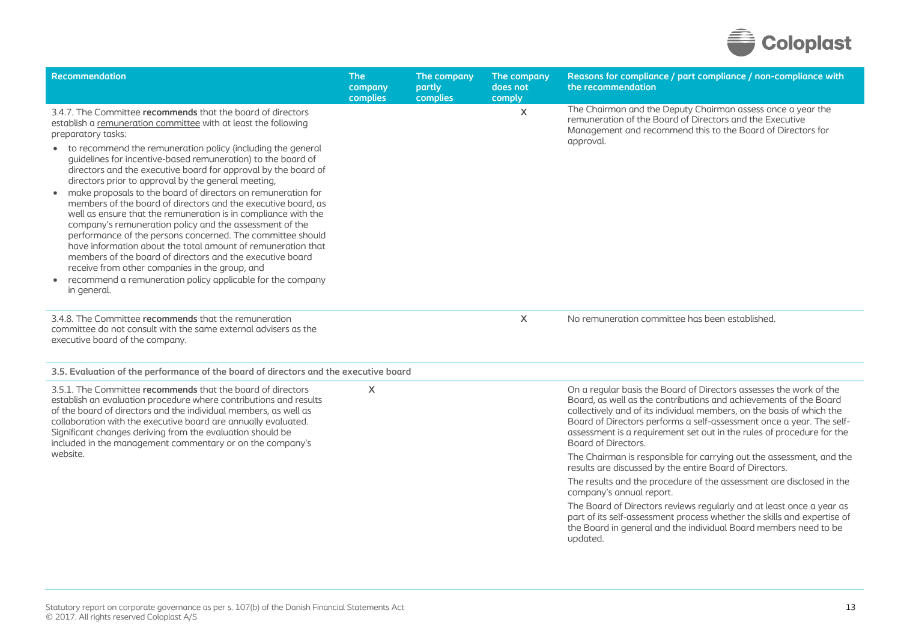| Recommendation | The company complies | The company partly complies | The company does not comply | Reasons for compliance / part compliance / non-compliance with the recommendation |
|---|---|---|---|---|
| 3.4.7. The Committee **recommends** that the board of directors establish a remuneration committee with at least the following preparatory tasks:<br>• to recommend the remuneration policy (including the general guidelines for incentive-based remuneration) to the board of directors and the executive board for approval by the board of directors prior to approval by the general meeting,<br>• make proposals to the board of directors on remuneration for members of the board of directors and the executive board, as well as ensure that the remuneration is in compliance with the company's remuneration policy and the assessment of the performance of the persons concerned. The committee should have information about the total amount of remuneration that members of the board of directors and the executive board receive from other companies in the group, and<br>• recommend a remuneration policy applicable for the company in general. | | | X | The Chairman and the Deputy Chairman assess once a year the remuneration of the Board of Directors and the Executive Management and recommend this to the Board of Directors for approval. |
| 3.4.8. The Committee **recommends** that the remuneration committee do not consult with the same external advisers as the executive board of the company. | | | X | No remuneration committee has been established. |
| **3.5. Evaluation of the performance of the board of directors and the executive board** | | | | |
| 3.5.1. The Committee **recommends** that the board of directors establish an evaluation procedure where contributions and results of the board of directors and the individual members, as well as collaboration with the executive board are annually evaluated. Significant changes deriving from the evaluation should be included in the management commentary or on the company's website. | X | | | On a regular basis the Board of Directors assesses the work of the Board, as well as the contributions and achievements of the Board collectively and of its individual members, on the basis of which the Board of Directors performs a self-assessment once a year. The self-assessment is a requirement set out in the rules of procedure for the Board of Directors.<br>The Chairman is responsible for carrying out the assessment, and the results are discussed by the entire Board of Directors.<br>The results and the procedure of the assessment are disclosed in the company's annual report.<br>The Board of Directors reviews regularly and at least once a year as part of its self-assessment process whether the skills and expertise of the Board in general and the individual Board members need to be updated. |

Statutory report on corporate governance as per s. 107(b) of the Danish Financial Statements Act
© 2017. All rights reserved Coloplast A/S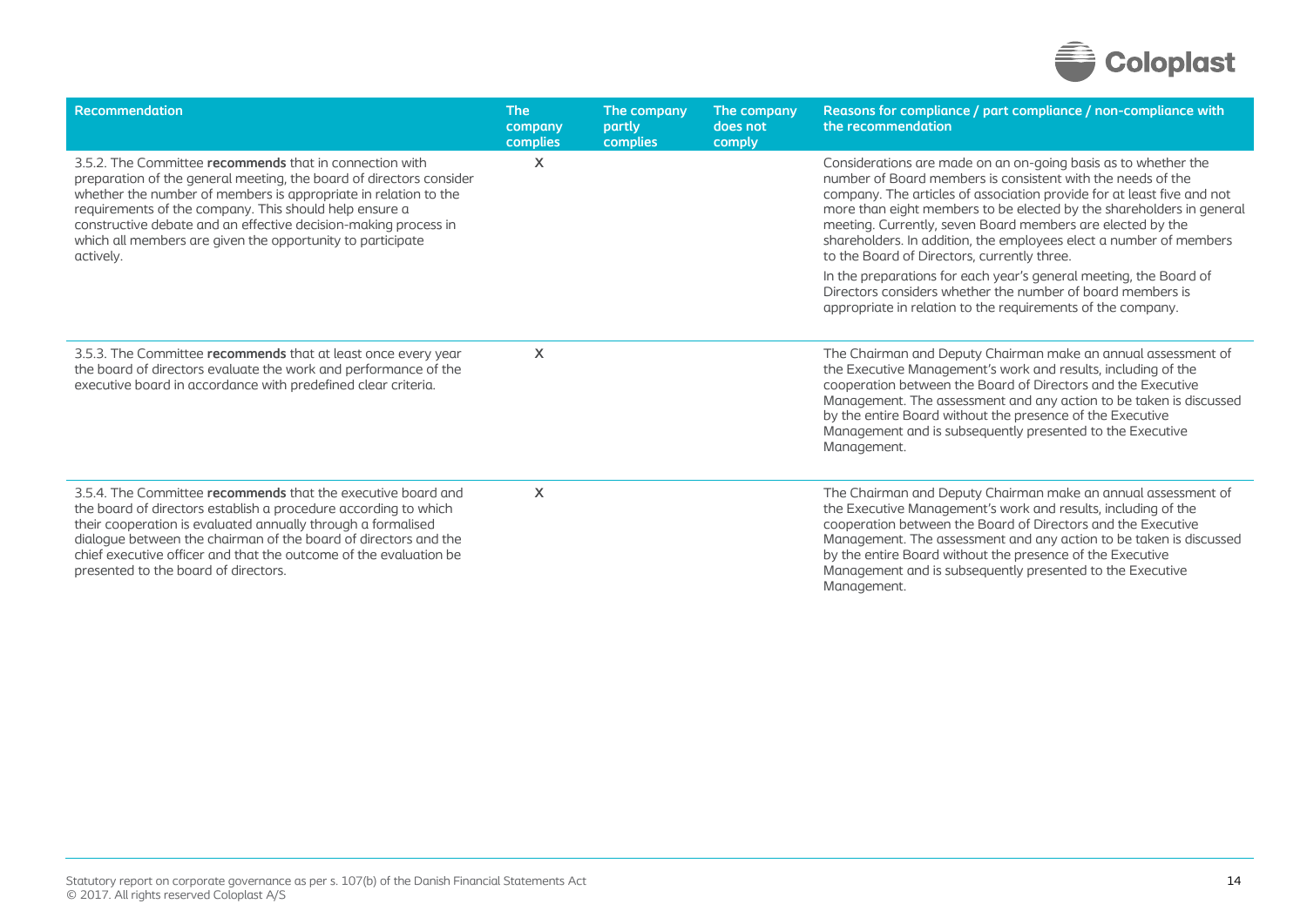| Recommendation | The company complies | The company partly complies | The company does not comply | Reasons for compliance / part compliance / non-compliance with the recommendation |
|---|---|---|---|---|
| 3.5.2. The Committee **recommends** that in connection with preparation of the general meeting, the board of directors consider whether the number of members is appropriate in relation to the requirements of the company. This should help ensure a constructive debate and an effective decision-making process in which all members are given the opportunity to participate actively. | X | | | Considerations are made on an on-going basis as to whether the number of Board members is consistent with the needs of the company. The articles of association provide for at least five and not more than eight members to be elected by the shareholders in general meeting. Currently, seven Board members are elected by the shareholders. In addition, the employees elect a number of members to the Board of Directors, currently three.<br><br>In the preparations for each year's general meeting, the Board of Directors considers whether the number of board members is appropriate in relation to the requirements of the company. |
| 3.5.3. The Committee **recommends** that at least once every year the board of directors evaluate the work and performance of the executive board in accordance with predefined clear criteria. | X | | | The Chairman and Deputy Chairman make an annual assessment of the Executive Management's work and results, including of the cooperation between the Board of Directors and the Executive Management. The assessment and any action to be taken is discussed by the entire Board without the presence of the Executive Management and is subsequently presented to the Executive Management. |
| 3.5.4. The Committee **recommends** that the executive board and the board of directors establish a procedure according to which their cooperation is evaluated annually through a formalised dialogue between the chairman of the board of directors and the chief executive officer and that the outcome of the evaluation be presented to the board of directors. | X | | | The Chairman and Deputy Chairman make an annual assessment of the Executive Management's work and results, including of the cooperation between the Board of Directors and the Executive Management. The assessment and any action to be taken is discussed by the entire Board without the presence of the Executive Management and is subsequently presented to the Executive Management. |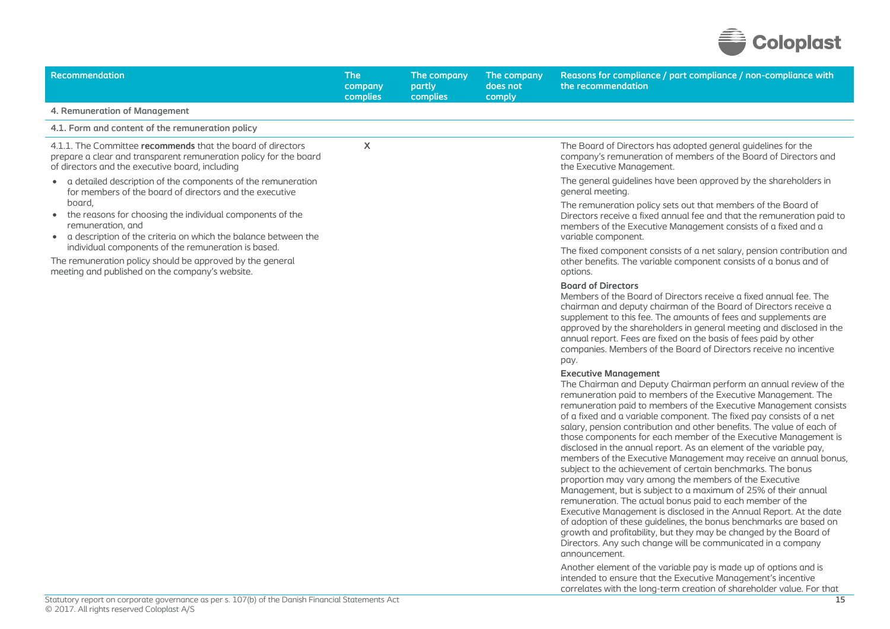| Recommendation | The company complies | The company partly complies | The company does not comply | Reasons for compliance / part compliance / non-compliance with the recommendation |
|---|---|---|---|---|
| **4. Remuneration of Management** | | | | |
| **4.1. Form and content of the remuneration policy** | | | | |
| 4.1.1. The Committee **recommends** that the board of directors prepare a clear and transparent remuneration policy for the board of directors and the executive board, including<br>• a detailed description of the components of the remuneration for members of the board of directors and the executive board,<br>• the reasons for choosing the individual components of the remuneration, and<br>• a description of the criteria on which the balance between the individual components of the remuneration is based.<br>The remuneration policy should be approved by the general meeting and published on the company's website. | X | | | The Board of Directors has adopted general guidelines for the company's remuneration of members of the Board of Directors and the Executive Management.<br>The general guidelines have been approved by the shareholders in general meeting.<br>The remuneration policy sets out that members of the Board of Directors receive a fixed annual fee and that the remuneration paid to members of the Executive Management consists of a fixed and a variable component.<br>The fixed component consists of a net salary, pension contribution and other benefits. The variable component consists of a bonus and of options.<br>**Board of Directors**<br>Members of the Board of Directors receive a fixed annual fee. The chairman and deputy chairman of the Board of Directors receive a supplement to this fee. The amounts of fees and supplements are approved by the shareholders in general meeting and disclosed in the annual report. Fees are fixed on the basis of fees paid by other companies. Members of the Board of Directors receive no incentive pay.<br>**Executive Management**<br>The Chairman and Deputy Chairman perform an annual review of the remuneration paid to members of the Executive Management. The remuneration paid to members of the Executive Management consists of a fixed and a variable component. The fixed pay consists of a net salary, pension contribution and other benefits. The value of each of those components for each member of the Executive Management is disclosed in the annual report. As an element of the variable pay, members of the Executive Management may receive an annual bonus, subject to the achievement of certain benchmarks. The bonus proportion may vary among the members of the Executive Management, but is subject to a maximum of 25% of their annual remuneration. The actual bonus paid to each member of the Executive Management is disclosed in the Annual Report. At the date of adoption of these guidelines, the bonus benchmarks are based on growth and profitability, but they may be changed by the Board of Directors. Any such change will be communicated in a company announcement.<br>Another element of the variable pay is made up of options and is intended to ensure that the Executive Management's incentive correlates with the long-term creation of shareholder value. For that |

Statutory report on corporate governance as per s. 107(b) of the Danish Financial Statements Act
© 2017. All rights reserved Coloplast A/S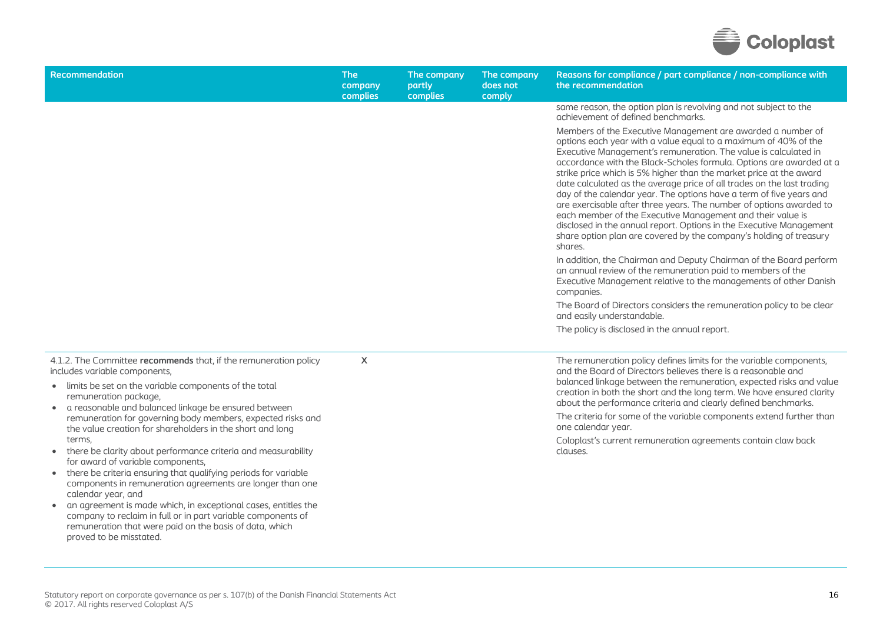| Recommendation | The company complies | The company partly complies | The company does not comply | Reasons for compliance / part compliance / non-compliance with the recommendation |
|---|---|---|---|---|
| | | | | same reason, the option plan is revolving and not subject to the achievement of defined benchmarks.<br><br>Members of the Executive Management are awarded a number of options each year with a value equal to a maximum of 40% of the Executive Management's remuneration. The value is calculated in accordance with the Black-Scholes formula. Options are awarded at a strike price which is 5% higher than the market price at the award date calculated as the average price of all trades on the last trading day of the calendar year. The options have a term of five years and are exercisable after three years. The number of options awarded to each member of the Executive Management and their value is disclosed in the annual report. Options in the Executive Management share option plan are covered by the company's holding of treasury shares.<br><br>In addition, the Chairman and Deputy Chairman of the Board perform an annual review of the remuneration paid to members of the Executive Management relative to the managements of other Danish companies.<br><br>The Board of Directors considers the remuneration policy to be clear and easily understandable.<br><br>The policy is disclosed in the annual report. |
| 4.1.2. The Committee **recommends** that, if the remuneration policy includes variable components,<br>• limits be set on the variable components of the total remuneration package,<br>• a reasonable and balanced linkage be ensured between remuneration for governing body members, expected risks and the value creation for shareholders in the short and long terms,<br>• there be clarity about performance criteria and measurability for award of variable components,<br>• there be criteria ensuring that qualifying periods for variable components in remuneration agreements are longer than one calendar year, and<br>• an agreement is made which, in exceptional cases, entitles the company to reclaim in full or in part variable components of remuneration that were paid on the basis of data, which proved to be misstated. | X | | | The remuneration policy defines limits for the variable components, and the Board of Directors believes there is a reasonable and balanced linkage between the remuneration, expected risks and value creation in both the short and the long term. We have ensured clarity about the performance criteria and clearly defined benchmarks.<br><br>The criteria for some of the variable components extend further than one calendar year.<br><br>Coloplast's current remuneration agreements contain claw back clauses. |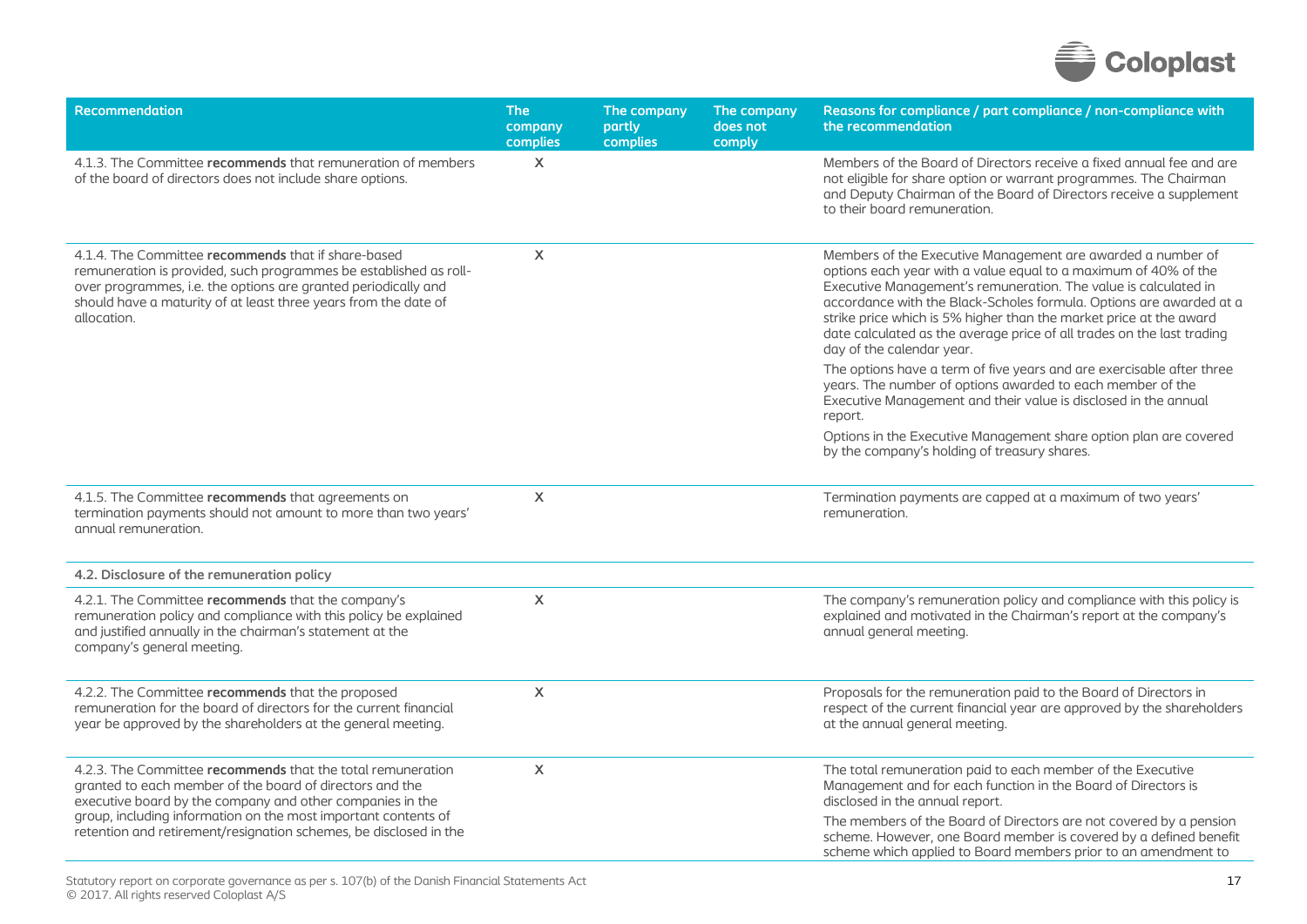| Recommendation | The company complies | The company partly complies | The company does not comply | Reasons for compliance / part compliance / non-compliance with the recommendation |
|---|---|---|---|---|
| 4.1.3. The Committee **recommends** that remuneration of members of the board of directors does not include share options. | X | | | Members of the Board of Directors receive a fixed annual fee and are not eligible for share option or warrant programmes. The Chairman and Deputy Chairman of the Board of Directors receive a supplement to their board remuneration. |
| 4.1.4. The Committee **recommends** that if share-based remuneration is provided, such programmes be established as roll-over programmes, i.e. the options are granted periodically and should have a maturity of at least three years from the date of allocation. | X | | | Members of the Executive Management are awarded a number of options each year with a value equal to a maximum of 40% of the Executive Management's remuneration. The value is calculated in accordance with the Black-Scholes formula. Options are awarded at a strike price which is 5% higher than the market price at the award date calculated as the average price of all trades on the last trading day of the calendar year. The options have a term of five years and are exercisable after three years. The number of options awarded to each member of the Executive Management and their value is disclosed in the annual report. Options in the Executive Management share option plan are covered by the company's holding of treasury shares. |
| 4.1.5. The Committee **recommends** that agreements on termination payments should not amount to more than two years' annual remuneration. | X | | | Termination payments are capped at a maximum of two years' remuneration. |
| **4.2. Disclosure of the remuneration policy** | | | | |
| 4.2.1. The Committee **recommends** that the company's remuneration policy and compliance with this policy be explained and justified annually in the chairman's statement at the company's general meeting. | X | | | The company's remuneration policy and compliance with this policy is explained and motivated in the Chairman's report at the company's annual general meeting. |
| 4.2.2. The Committee **recommends** that the proposed remuneration for the board of directors for the current financial year be approved by the shareholders at the general meeting. | X | | | Proposals for the remuneration paid to the Board of Directors in respect of the current financial year are approved by the shareholders at the annual general meeting. |
| 4.2.3. The Committee **recommends** that the total remuneration granted to each member of the board of directors and the executive board by the company and other companies in the group, including information on the most important contents of retention and retirement/resignation schemes, be disclosed in the | X | | | The total remuneration paid to each member of the Executive Management and for each function in the Board of Directors is disclosed in the annual report. The members of the Board of Directors are not covered by a pension scheme. However, one Board member is covered by a defined benefit scheme which applied to Board members prior to an amendment to |

Statutory report on corporate governance as per s. 107(b) of the Danish Financial Statements Act
© 2017. All rights reserved Coloplast A/S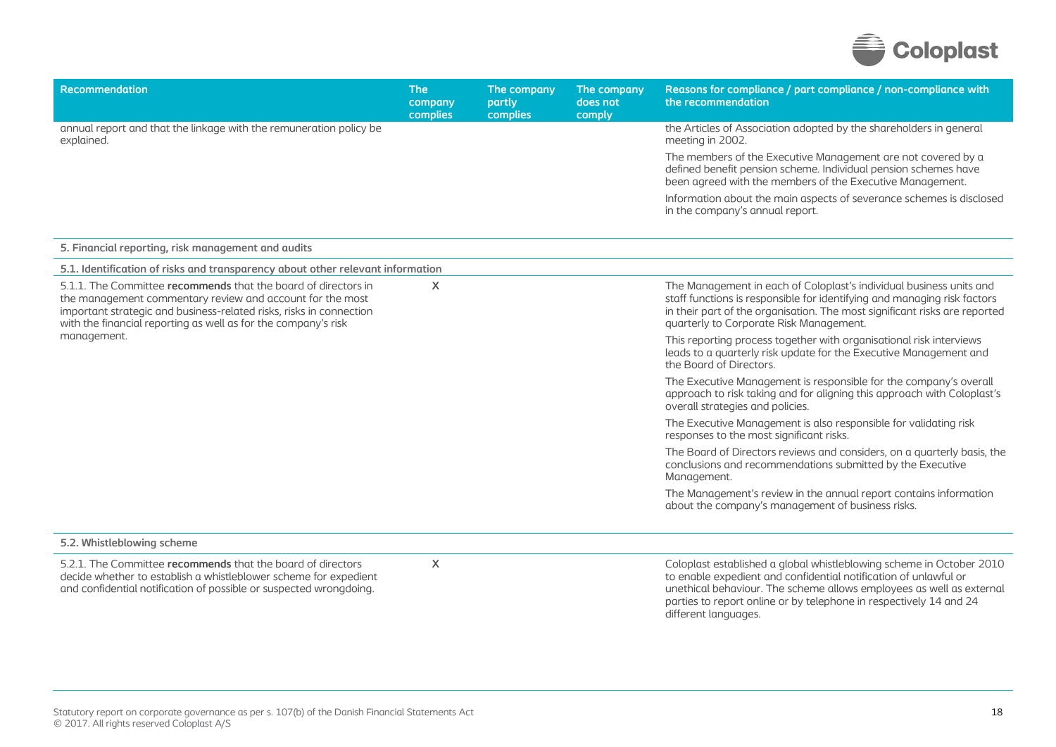| Recommendation | The company complies | The company partly complies | The company does not comply | Reasons for compliance / part compliance / non-compliance with the recommendation |
|---|---|---|---|---|
| annual report and that the linkage with the remuneration policy be explained. | | | | the Articles of Association adopted by the shareholders in general meeting in 2002.<br><br>The members of the Executive Management are not covered by a defined benefit pension scheme. Individual pension schemes have been agreed with the members of the Executive Management.<br><br>Information about the main aspects of severance schemes is disclosed in the company's annual report. |
| **5. Financial reporting, risk management and audits** | | | | |
| **5.1. Identification of risks and transparency about other relevant information** | | | | |
| 5.1.1. The Committee **recommends** that the board of directors in the management commentary review and account for the most important strategic and business-related risks, risks in connection with the financial reporting as well as for the company's risk management. | X | | | The Management in each of Coloplast's individual business units and staff functions is responsible for identifying and managing risk factors in their part of the organisation. The most significant risks are reported quarterly to Corporate Risk Management.<br><br>This reporting process together with organisational risk interviews leads to a quarterly risk update for the Executive Management and the Board of Directors.<br><br>The Executive Management is responsible for the company's overall approach to risk taking and for aligning this approach with Coloplast's overall strategies and policies.<br><br>The Executive Management is also responsible for validating risk responses to the most significant risks.<br><br>The Board of Directors reviews and considers, on a quarterly basis, the conclusions and recommendations submitted by the Executive Management.<br><br>The Management's review in the annual report contains information about the company's management of business risks. |
| **5.2. Whistleblowing scheme** | | | | |
| 5.2.1. The Committee **recommends** that the board of directors decide whether to establish a whistleblower scheme for expedient and confidential notification of possible or suspected wrongdoing. | X | | | Coloplast established a global whistleblowing scheme in October 2010 to enable expedient and confidential notification of unlawful or unethical behaviour. The scheme allows employees as well as external parties to report online or by telephone in respectively 14 and 24 different languages. |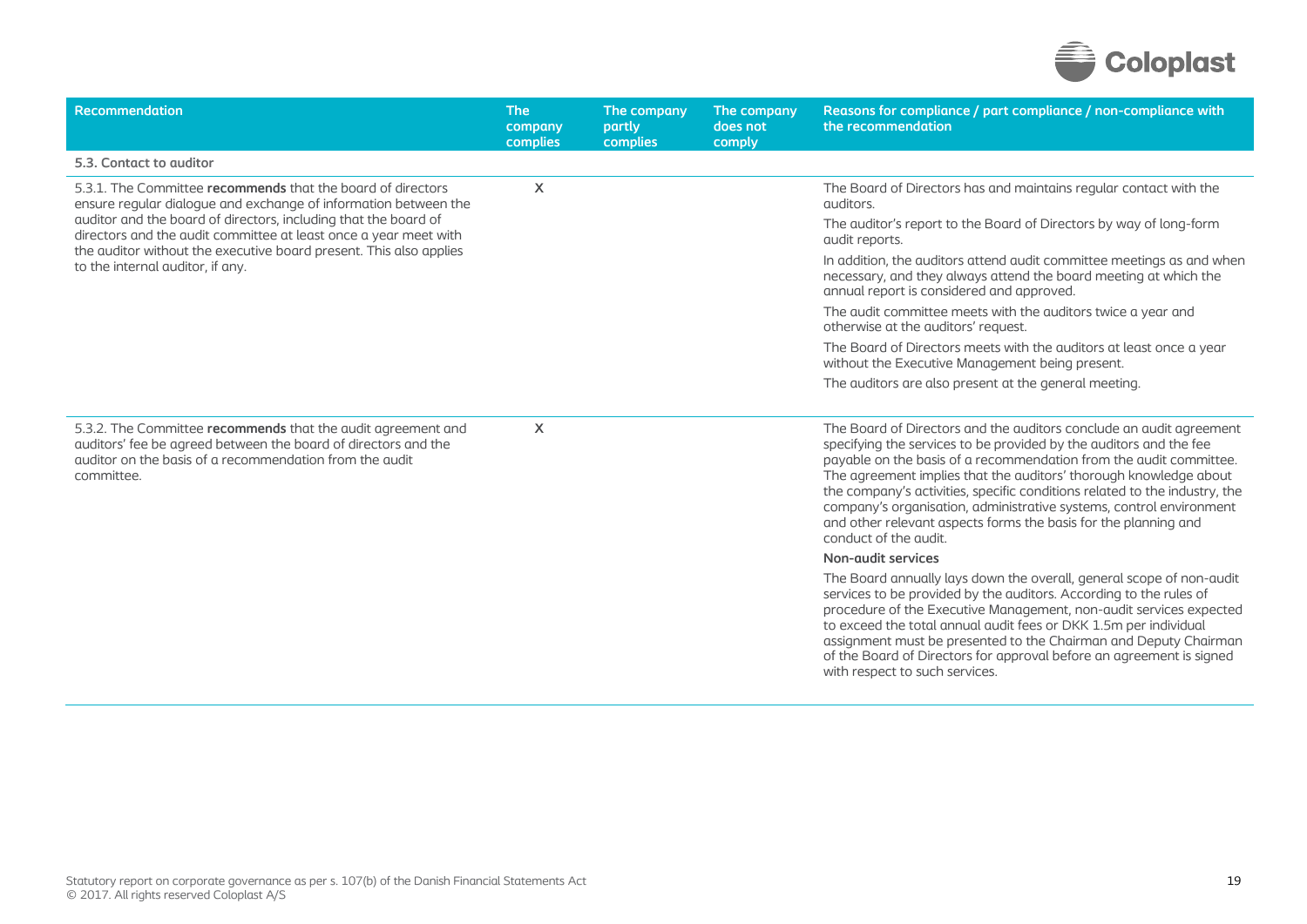| Recommendation | The company complies | The company partly complies | The company does not comply | Reasons for compliance / part compliance / non-compliance with the recommendation |
|---|---|---|---|---|
| **5.3. Contact to auditor** | | | | |
| 5.3.1. The Committee **recommends** that the board of directors ensure regular dialogue and exchange of information between the auditor and the board of directors, including that the board of directors and the audit committee at least once a year meet with the auditor without the executive board present. This also applies to the internal auditor, if any. | X | | | The Board of Directors has and maintains regular contact with the auditors.<br><br>The auditor's report to the Board of Directors by way of long-form audit reports.<br><br>In addition, the auditors attend audit committee meetings as and when necessary, and they always attend the board meeting at which the annual report is considered and approved.<br><br>The audit committee meets with the auditors twice a year and otherwise at the auditors' request.<br><br>The Board of Directors meets with the auditors at least once a year without the Executive Management being present.<br><br>The auditors are also present at the general meeting. |
| 5.3.2. The Committee **recommends** that the audit agreement and auditors' fee be agreed between the board of directors and the auditor on the basis of a recommendation from the audit committee. | X | | | The Board of Directors and the auditors conclude an audit agreement specifying the services to be provided by the auditors and the fee payable on the basis of a recommendation from the audit committee. The agreement implies that the auditors' thorough knowledge about the company's activities, specific conditions related to the industry, the company's organisation, administrative systems, control environment and other relevant aspects forms the basis for the planning and conduct of the audit.<br><br>**Non-audit services**<br><br>The Board annually lays down the overall, general scope of non-audit services to be provided by the auditors. According to the rules of procedure of the Executive Management, non-audit services expected to exceed the total annual audit fees or DKK 1.5m per individual assignment must be presented to the Chairman and Deputy Chairman of the Board of Directors for approval before an agreement is signed with respect to such services. |

Statutory report on corporate governance as per s. 107(b) of the Danish Financial Statements Act
© 2017. All rights reserved Coloplast A/S